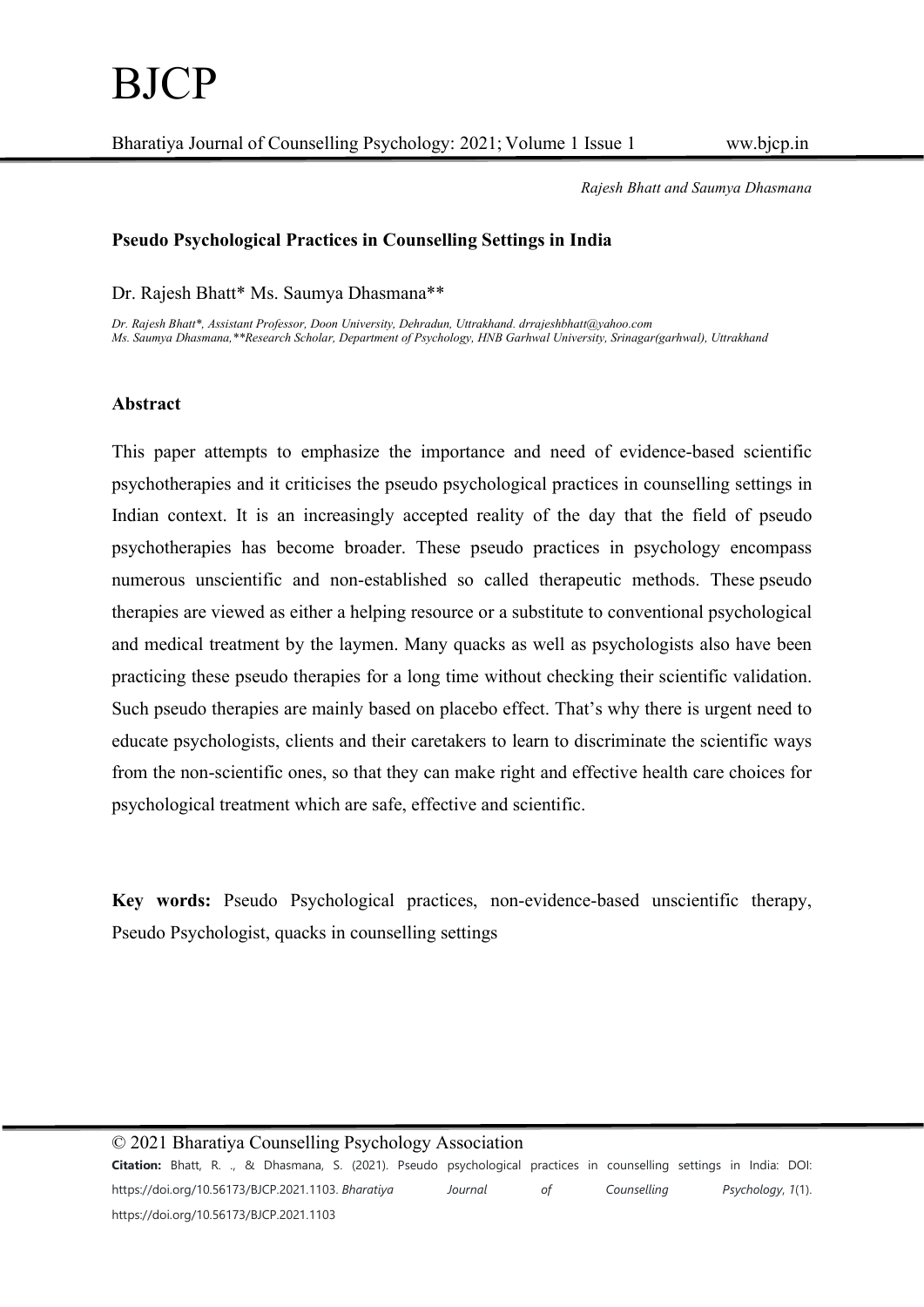# Pseudo Psychological Practices in Counselling Settings in India

Dr. Rajesh Bhatt* Ms. Saumya Dhasmana**

*Dr. Rajesh Bhatt*, Assistant Professor, Doon University, Dehradun, Uttrakhand. drrajeshbhatt@yahoo.com*
*Ms. Saumya Dhasmana,**Research Scholar, Department of Psychology, HNB Garhwal University, Srinagar(garhwal), Uttrakhand*

## Abstract

This paper attempts to emphasize the importance and need of evidence-based scientific psychotherapies and it criticises the pseudo psychological practices in counselling settings in Indian context. It is an increasingly accepted reality of the day that the field of pseudo psychotherapies has become broader. These pseudo practices in psychology encompass numerous unscientific and non-established so called therapeutic methods. These pseudo therapies are viewed as either a helping resource or a substitute to conventional psychological and medical treatment by the laymen. Many quacks as well as psychologists also have been practicing these pseudo therapies for a long time without checking their scientific validation. Such pseudo therapies are mainly based on placebo effect. That's why there is urgent need to educate psychologists, clients and their caretakers to learn to discriminate the scientific ways from the non-scientific ones, so that they can make right and effective health care choices for psychological treatment which are safe, effective and scientific.

**Key words:** Pseudo Psychological practices, non-evidence-based unscientific therapy, Pseudo Psychologist, quacks in counselling settings

© 2021 Bharatiya Counselling Psychology Association

**Citation:** Bhatt, R. ., & Dhasmana, S. (2021). Pseudo psychological practices in counselling settings in India: DOI: https://doi.org/10.56173/BJCP.2021.1103. *Bharatiya Journal of Counselling Psychology*, *1*(1). https://doi.org/10.56173/BJCP.2021.1103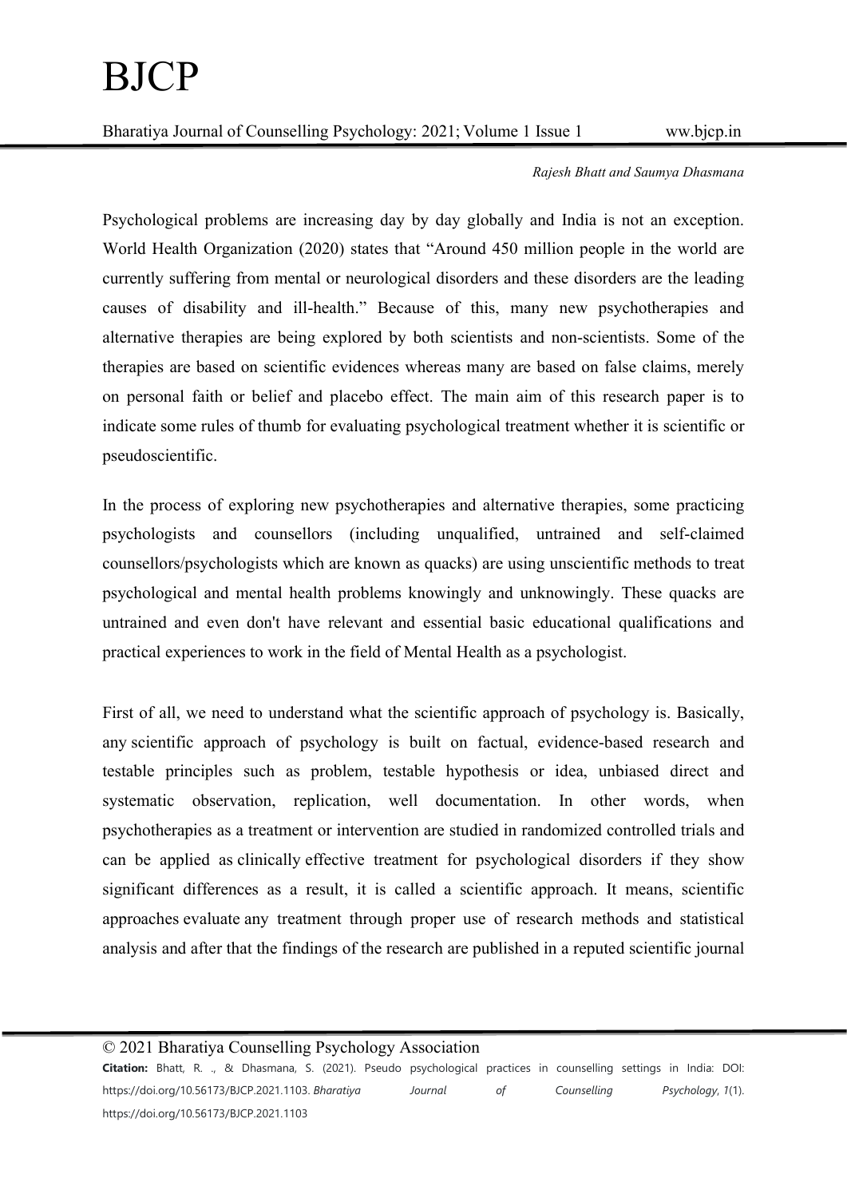Psychological problems are increasing day by day globally and India is not an exception. World Health Organization (2020) states that "Around 450 million people in the world are currently suffering from mental or neurological disorders and these disorders are the leading causes of disability and ill-health." Because of this, many new psychotherapies and alternative therapies are being explored by both scientists and non-scientists. Some of the therapies are based on scientific evidences whereas many are based on false claims, merely on personal faith or belief and placebo effect. The main aim of this research paper is to indicate some rules of thumb for evaluating psychological treatment whether it is scientific or pseudoscientific.

In the process of exploring new psychotherapies and alternative therapies, some practicing psychologists and counsellors (including unqualified, untrained and self-claimed counsellors/psychologists which are known as quacks) are using unscientific methods to treat psychological and mental health problems knowingly and unknowingly. These quacks are untrained and even don't have relevant and essential basic educational qualifications and practical experiences to work in the field of Mental Health as a psychologist.

First of all, we need to understand what the scientific approach of psychology is. Basically, any scientific approach of psychology is built on factual, evidence-based research and testable principles such as problem, testable hypothesis or idea, unbiased direct and systematic observation, replication, well documentation. In other words, when psychotherapies as a treatment or intervention are studied in randomized controlled trials and can be applied as clinically effective treatment for psychological disorders if they show significant differences as a result, it is called a scientific approach. It means, scientific approaches evaluate any treatment through proper use of research methods and statistical analysis and after that the findings of the research are published in a reputed scientific journal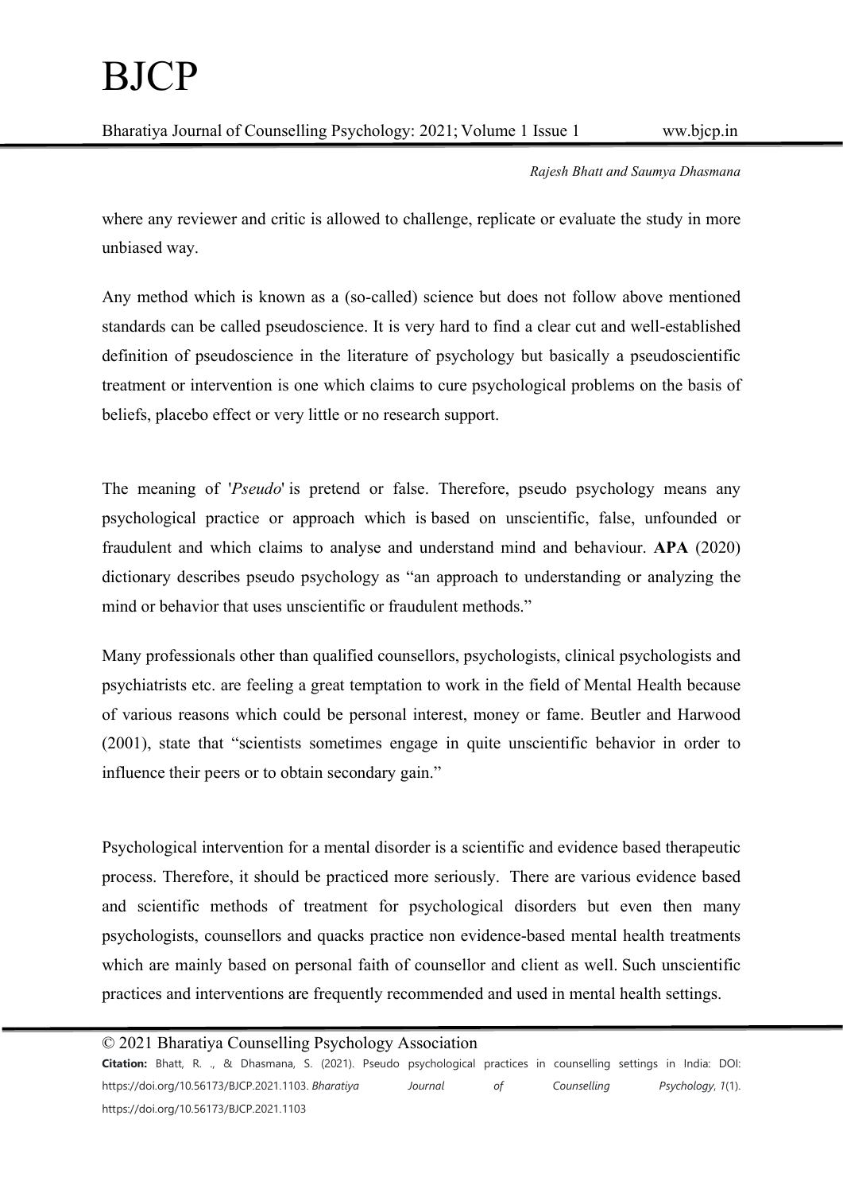where any reviewer and critic is allowed to challenge, replicate or evaluate the study in more unbiased way.

Any method which is known as a (so-called) science but does not follow above mentioned standards can be called pseudoscience. It is very hard to find a clear cut and well-established definition of pseudoscience in the literature of psychology but basically a pseudoscientific treatment or intervention is one which claims to cure psychological problems on the basis of beliefs, placebo effect or very little or no research support.

The meaning of '*Pseudo*' is pretend or false. Therefore, pseudo psychology means any psychological practice or approach which is based on unscientific, false, unfounded or fraudulent and which claims to analyse and understand mind and behaviour. **APA** (2020) dictionary describes pseudo psychology as "an approach to understanding or analyzing the mind or behavior that uses unscientific or fraudulent methods."

Many professionals other than qualified counsellors, psychologists, clinical psychologists and psychiatrists etc. are feeling a great temptation to work in the field of Mental Health because of various reasons which could be personal interest, money or fame. Beutler and Harwood (2001), state that "scientists sometimes engage in quite unscientific behavior in order to influence their peers or to obtain secondary gain."

Psychological intervention for a mental disorder is a scientific and evidence based therapeutic process. Therefore, it should be practiced more seriously. There are various evidence based and scientific methods of treatment for psychological disorders but even then many psychologists, counsellors and quacks practice non evidence-based mental health treatments which are mainly based on personal faith of counsellor and client as well. Such unscientific practices and interventions are frequently recommended and used in mental health settings.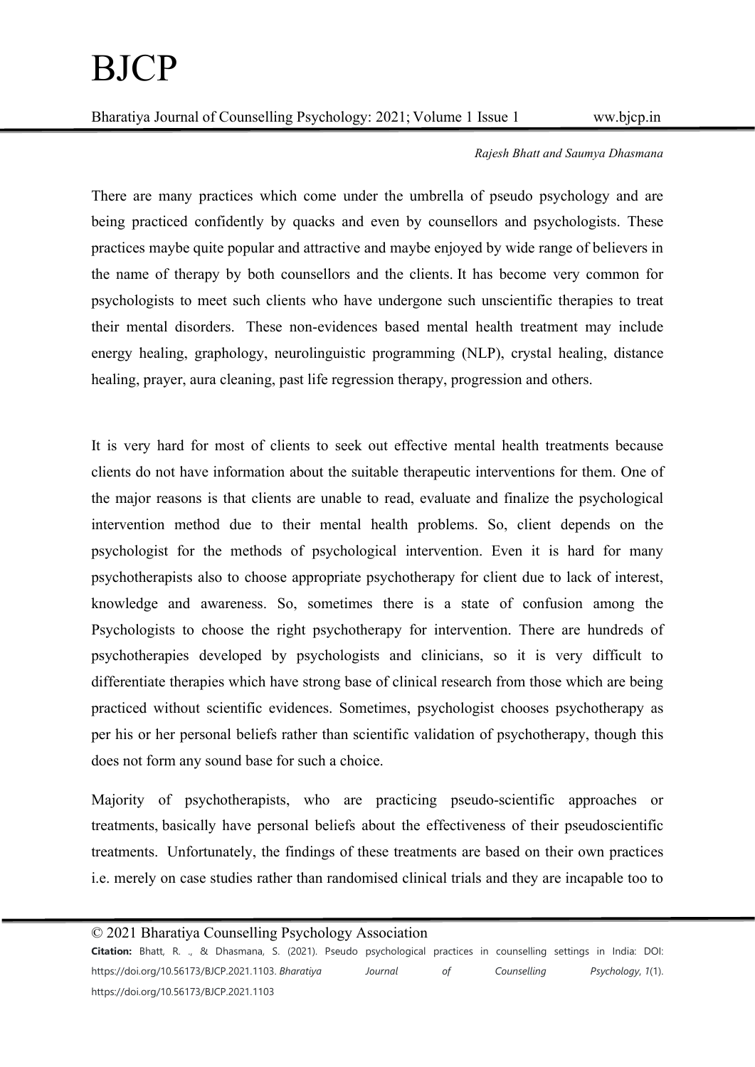There are many practices which come under the umbrella of pseudo psychology and are being practiced confidently by quacks and even by counsellors and psychologists. These practices maybe quite popular and attractive and maybe enjoyed by wide range of believers in the name of therapy by both counsellors and the clients. It has become very common for psychologists to meet such clients who have undergone such unscientific therapies to treat their mental disorders. These non-evidences based mental health treatment may include energy healing, graphology, neurolinguistic programming (NLP), crystal healing, distance healing, prayer, aura cleaning, past life regression therapy, progression and others.

It is very hard for most of clients to seek out effective mental health treatments because clients do not have information about the suitable therapeutic interventions for them. One of the major reasons is that clients are unable to read, evaluate and finalize the psychological intervention method due to their mental health problems. So, client depends on the psychologist for the methods of psychological intervention. Even it is hard for many psychotherapists also to choose appropriate psychotherapy for client due to lack of interest, knowledge and awareness. So, sometimes there is a state of confusion among the Psychologists to choose the right psychotherapy for intervention. There are hundreds of psychotherapies developed by psychologists and clinicians, so it is very difficult to differentiate therapies which have strong base of clinical research from those which are being practiced without scientific evidences. Sometimes, psychologist chooses psychotherapy as per his or her personal beliefs rather than scientific validation of psychotherapy, though this does not form any sound base for such a choice.

Majority of psychotherapists, who are practicing pseudo-scientific approaches or treatments, basically have personal beliefs about the effectiveness of their pseudoscientific treatments. Unfortunately, the findings of these treatments are based on their own practices i.e. merely on case studies rather than randomised clinical trials and they are incapable too to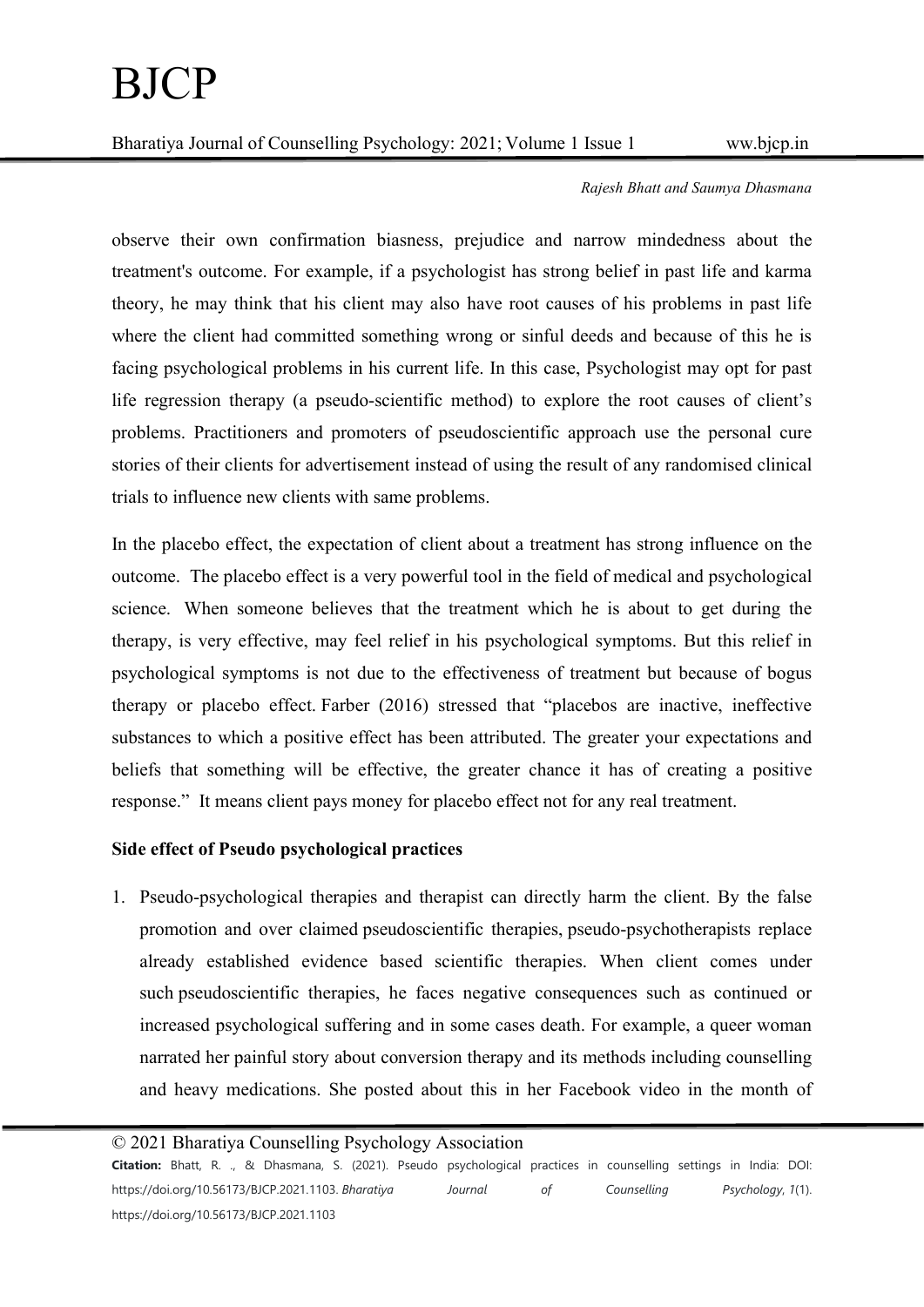observe their own confirmation biasness, prejudice and narrow mindedness about the treatment's outcome. For example, if a psychologist has strong belief in past life and karma theory, he may think that his client may also have root causes of his problems in past life where the client had committed something wrong or sinful deeds and because of this he is facing psychological problems in his current life. In this case, Psychologist may opt for past life regression therapy (a pseudo-scientific method) to explore the root causes of client's problems. Practitioners and promoters of pseudoscientific approach use the personal cure stories of their clients for advertisement instead of using the result of any randomised clinical trials to influence new clients with same problems.

In the placebo effect, the expectation of client about a treatment has strong influence on the outcome. The placebo effect is a very powerful tool in the field of medical and psychological science. When someone believes that the treatment which he is about to get during the therapy, is very effective, may feel relief in his psychological symptoms. But this relief in psychological symptoms is not due to the effectiveness of treatment but because of bogus therapy or placebo effect. Farber (2016) stressed that "placebos are inactive, ineffective substances to which a positive effect has been attributed. The greater your expectations and beliefs that something will be effective, the greater chance it has of creating a positive response." It means client pays money for placebo effect not for any real treatment.

**Side effect of Pseudo psychological practices**

1. Pseudo-psychological therapies and therapist can directly harm the client. By the false promotion and over claimed pseudoscientific therapies, pseudo-psychotherapists replace already established evidence based scientific therapies. When client comes under such pseudoscientific therapies, he faces negative consequences such as continued or increased psychological suffering and in some cases death. For example, a queer woman narrated her painful story about conversion therapy and its methods including counselling and heavy medications. She posted about this in her Facebook video in the month of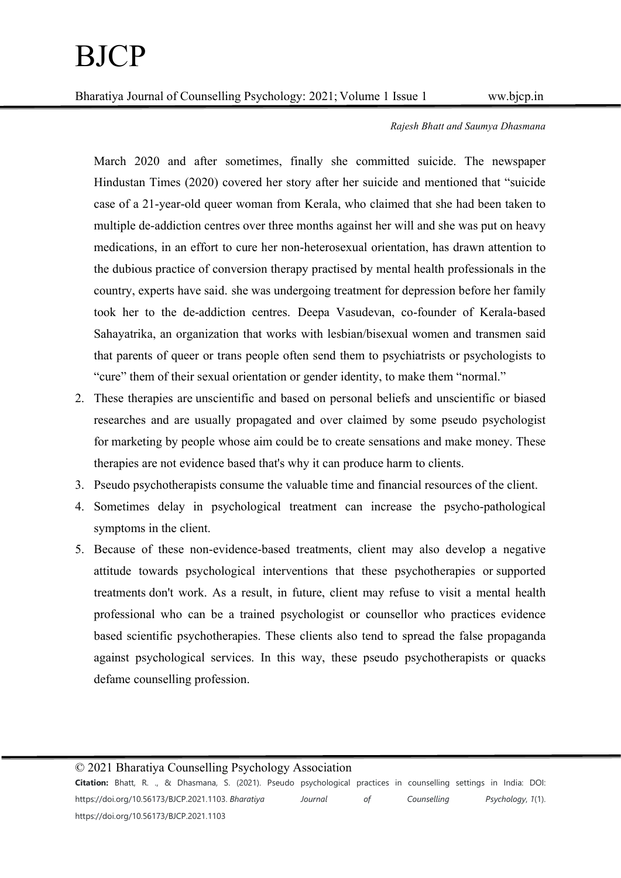March 2020 and after sometimes, finally she committed suicide. The newspaper Hindustan Times (2020) covered her story after her suicide and mentioned that "suicide case of a 21-year-old queer woman from Kerala, who claimed that she had been taken to multiple de-addiction centres over three months against her will and she was put on heavy medications, in an effort to cure her non-heterosexual orientation, has drawn attention to the dubious practice of conversion therapy practised by mental health professionals in the country, experts have said. she was undergoing treatment for depression before her family took her to the de-addiction centres. Deepa Vasudevan, co-founder of Kerala-based Sahayatrika, an organization that works with lesbian/bisexual women and transmen said that parents of queer or trans people often send them to psychiatrists or psychologists to "cure" them of their sexual orientation or gender identity, to make them "normal."

2. These therapies are unscientific and based on personal beliefs and unscientific or biased researches and are usually propagated and over claimed by some pseudo psychologist for marketing by people whose aim could be to create sensations and make money. These therapies are not evidence based that's why it can produce harm to clients.
3. Pseudo psychotherapists consume the valuable time and financial resources of the client.
4. Sometimes delay in psychological treatment can increase the psycho-pathological symptoms in the client.
5. Because of these non-evidence-based treatments, client may also develop a negative attitude towards psychological interventions that these psychotherapies or supported treatments don't work. As a result, in future, client may refuse to visit a mental health professional who can be a trained psychologist or counsellor who practices evidence based scientific psychotherapies. These clients also tend to spread the false propaganda against psychological services. In this way, these pseudo psychotherapists or quacks defame counselling profession.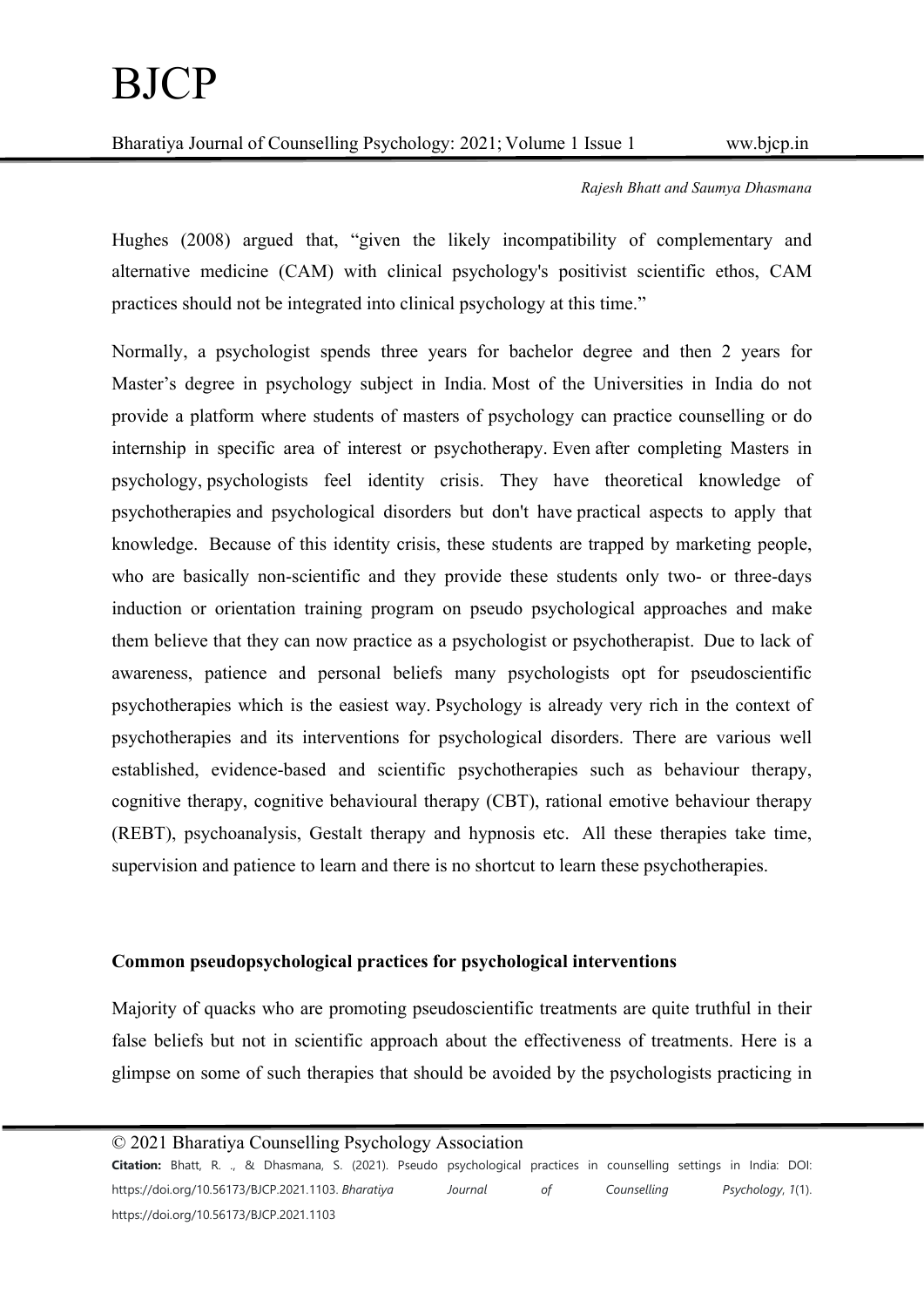Hughes (2008) argued that, "given the likely incompatibility of complementary and alternative medicine (CAM) with clinical psychology's positivist scientific ethos, CAM practices should not be integrated into clinical psychology at this time."

Normally, a psychologist spends three years for bachelor degree and then 2 years for Master's degree in psychology subject in India. Most of the Universities in India do not provide a platform where students of masters of psychology can practice counselling or do internship in specific area of interest or psychotherapy. Even after completing Masters in psychology, psychologists feel identity crisis. They have theoretical knowledge of psychotherapies and psychological disorders but don't have practical aspects to apply that knowledge. Because of this identity crisis, these students are trapped by marketing people, who are basically non-scientific and they provide these students only two- or three-days induction or orientation training program on pseudo psychological approaches and make them believe that they can now practice as a psychologist or psychotherapist. Due to lack of awareness, patience and personal beliefs many psychologists opt for pseudoscientific psychotherapies which is the easiest way. Psychology is already very rich in the context of psychotherapies and its interventions for psychological disorders. There are various well established, evidence-based and scientific psychotherapies such as behaviour therapy, cognitive therapy, cognitive behavioural therapy (CBT), rational emotive behaviour therapy (REBT), psychoanalysis, Gestalt therapy and hypnosis etc. All these therapies take time, supervision and patience to learn and there is no shortcut to learn these psychotherapies.

### Common pseudopsychological practices for psychological interventions

Majority of quacks who are promoting pseudoscientific treatments are quite truthful in their false beliefs but not in scientific approach about the effectiveness of treatments. Here is a glimpse on some of such therapies that should be avoided by the psychologists practicing in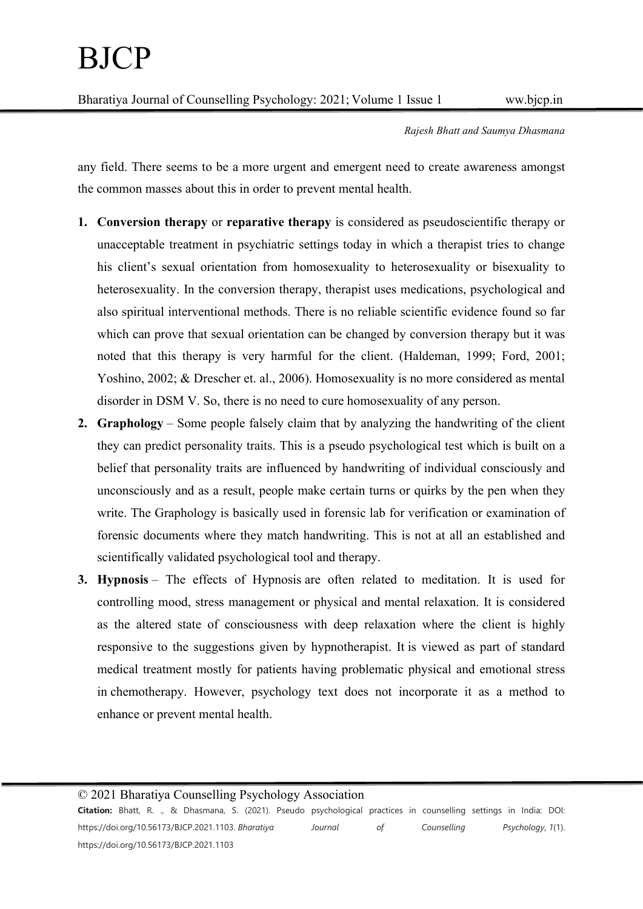any field. There seems to be a more urgent and emergent need to create awareness amongst the common masses about this in order to prevent mental health.

1. **Conversion therapy** or **reparative therapy** is considered as pseudoscientific therapy or unacceptable treatment in psychiatric settings today in which a therapist tries to change his client's sexual orientation from homosexuality to heterosexuality or bisexuality to heterosexuality. In the conversion therapy, therapist uses medications, psychological and also spiritual interventional methods. There is no reliable scientific evidence found so far which can prove that sexual orientation can be changed by conversion therapy but it was noted that this therapy is very harmful for the client. (Haldeman, 1999; Ford, 2001; Yoshino, 2002; & Drescher et. al., 2006). Homosexuality is no more considered as mental disorder in DSM V. So, there is no need to cure homosexuality of any person.
2. **Graphology** – Some people falsely claim that by analyzing the handwriting of the client they can predict personality traits. This is a pseudo psychological test which is built on a belief that personality traits are influenced by handwriting of individual consciously and unconsciously and as a result, people make certain turns or quirks by the pen when they write. The Graphology is basically used in forensic lab for verification or examination of forensic documents where they match handwriting. This is not at all an established and scientifically validated psychological tool and therapy.
3. **Hypnosis** – The effects of Hypnosis are often related to meditation. It is used for controlling mood, stress management or physical and mental relaxation. It is considered as the altered state of consciousness with deep relaxation where the client is highly responsive to the suggestions given by hypnotherapist. It is viewed as part of standard medical treatment mostly for patients having problematic physical and emotional stress in chemotherapy. However, psychology text does not incorporate it as a method to enhance or prevent mental health.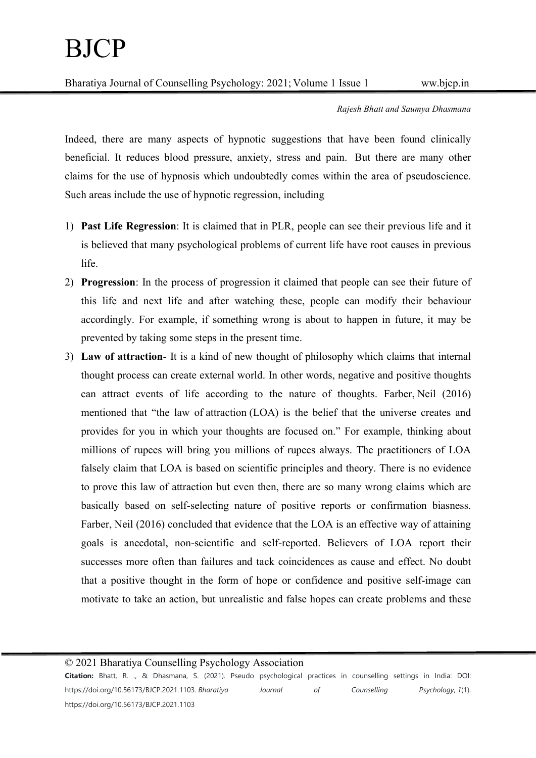Indeed, there are many aspects of hypnotic suggestions that have been found clinically beneficial. It reduces blood pressure, anxiety, stress and pain. But there are many other claims for the use of hypnosis which undoubtedly comes within the area of pseudoscience. Such areas include the use of hypnotic regression, including

1) **Past Life Regression**: It is claimed that in PLR, people can see their previous life and it is believed that many psychological problems of current life have root causes in previous life.
2) **Progression**: In the process of progression it claimed that people can see their future of this life and next life and after watching these, people can modify their behaviour accordingly. For example, if something wrong is about to happen in future, it may be prevented by taking some steps in the present time.
3) **Law of attraction**- It is a kind of new thought of philosophy which claims that internal thought process can create external world. In other words, negative and positive thoughts can attract events of life according to the nature of thoughts. Farber, Neil (2016) mentioned that "the law of attraction (LOA) is the belief that the universe creates and provides for you in which your thoughts are focused on." For example, thinking about millions of rupees will bring you millions of rupees always. The practitioners of LOA falsely claim that LOA is based on scientific principles and theory. There is no evidence to prove this law of attraction but even then, there are so many wrong claims which are basically based on self-selecting nature of positive reports or confirmation biasness. Farber, Neil (2016) concluded that evidence that the LOA is an effective way of attaining goals is anecdotal, non-scientific and self-reported. Believers of LOA report their successes more often than failures and tack coincidences as cause and effect. No doubt that a positive thought in the form of hope or confidence and positive self-image can motivate to take an action, but unrealistic and false hopes can create problems and these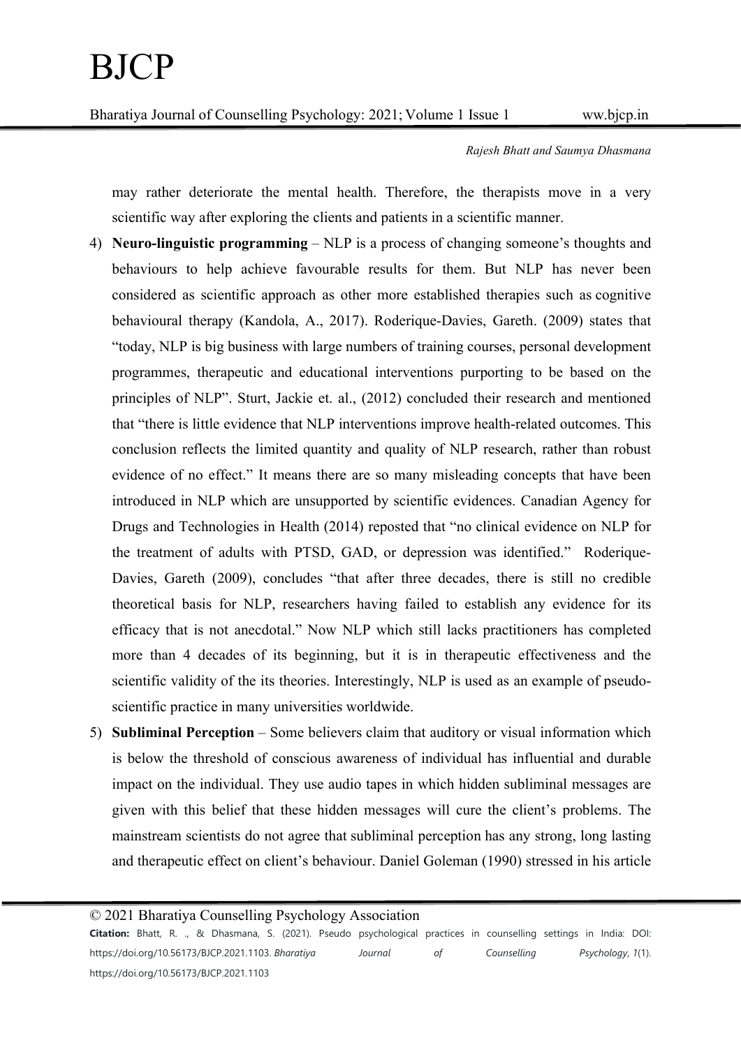may rather deteriorate the mental health. Therefore, the therapists move in a very scientific way after exploring the clients and patients in a scientific manner.

4) **Neuro-linguistic programming** – NLP is a process of changing someone's thoughts and behaviours to help achieve favourable results for them. But NLP has never been considered as scientific approach as other more established therapies such as cognitive behavioural therapy (Kandola, A., 2017). Roderique-Davies, Gareth. (2009) states that "today, NLP is big business with large numbers of training courses, personal development programmes, therapeutic and educational interventions purporting to be based on the principles of NLP". Sturt, Jackie et. al., (2012) concluded their research and mentioned that "there is little evidence that NLP interventions improve health-related outcomes. This conclusion reflects the limited quantity and quality of NLP research, rather than robust evidence of no effect." It means there are so many misleading concepts that have been introduced in NLP which are unsupported by scientific evidences. Canadian Agency for Drugs and Technologies in Health (2014) reposted that "no clinical evidence on NLP for the treatment of adults with PTSD, GAD, or depression was identified." Roderique-Davies, Gareth (2009), concludes "that after three decades, there is still no credible theoretical basis for NLP, researchers having failed to establish any evidence for its efficacy that is not anecdotal." Now NLP which still lacks practitioners has completed more than 4 decades of its beginning, but it is in therapeutic effectiveness and the scientific validity of the its theories. Interestingly, NLP is used as an example of pseudo-scientific practice in many universities worldwide.

5) **Subliminal Perception** – Some believers claim that auditory or visual information which is below the threshold of conscious awareness of individual has influential and durable impact on the individual. They use audio tapes in which hidden subliminal messages are given with this belief that these hidden messages will cure the client's problems. The mainstream scientists do not agree that subliminal perception has any strong, long lasting and therapeutic effect on client's behaviour. Daniel Goleman (1990) stressed in his article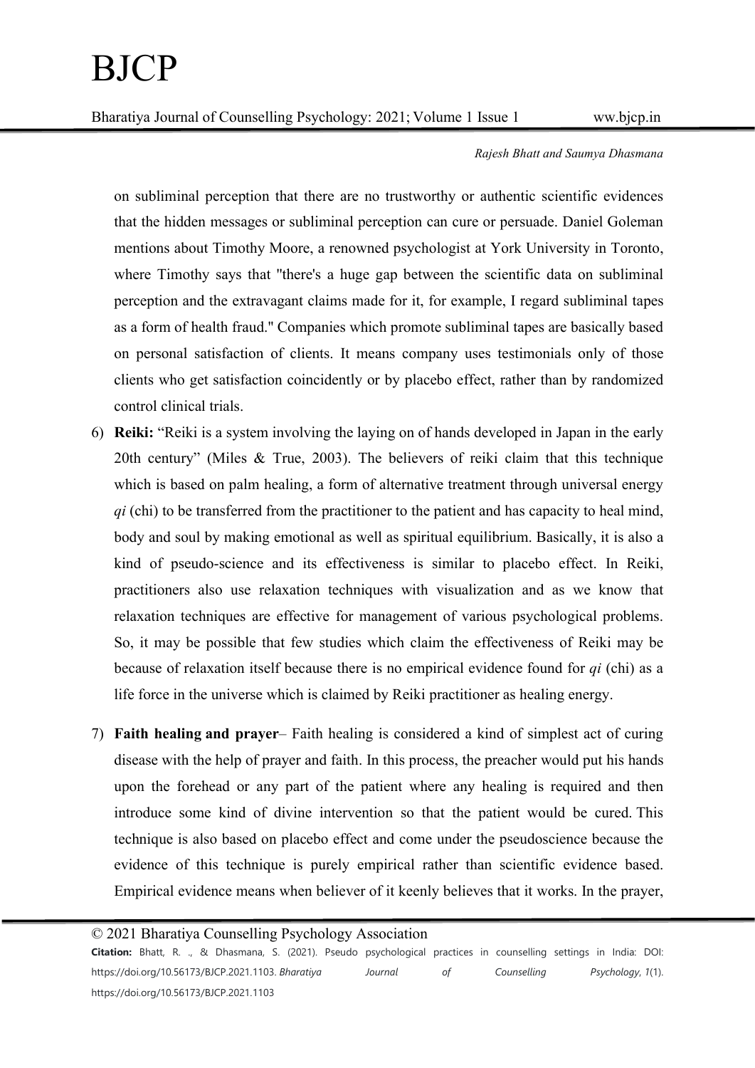on subliminal perception that there are no trustworthy or authentic scientific evidences that the hidden messages or subliminal perception can cure or persuade. Daniel Goleman mentions about Timothy Moore, a renowned psychologist at York University in Toronto, where Timothy says that "there's a huge gap between the scientific data on subliminal perception and the extravagant claims made for it, for example, I regard subliminal tapes as a form of health fraud." Companies which promote subliminal tapes are basically based on personal satisfaction of clients. It means company uses testimonials only of those clients who get satisfaction coincidently or by placebo effect, rather than by randomized control clinical trials.

6) **Reiki:** "Reiki is a system involving the laying on of hands developed in Japan in the early 20th century" (Miles & True, 2003). The believers of reiki claim that this technique which is based on palm healing, a form of alternative treatment through universal energy *qi* (chi) to be transferred from the practitioner to the patient and has capacity to heal mind, body and soul by making emotional as well as spiritual equilibrium. Basically, it is also a kind of pseudo-science and its effectiveness is similar to placebo effect. In Reiki, practitioners also use relaxation techniques with visualization and as we know that relaxation techniques are effective for management of various psychological problems. So, it may be possible that few studies which claim the effectiveness of Reiki may be because of relaxation itself because there is no empirical evidence found for *qi* (chi) as a life force in the universe which is claimed by Reiki practitioner as healing energy.

7) **Faith healing and prayer**– Faith healing is considered a kind of simplest act of curing disease with the help of prayer and faith. In this process, the preacher would put his hands upon the forehead or any part of the patient where any healing is required and then introduce some kind of divine intervention so that the patient would be cured. This technique is also based on placebo effect and come under the pseudoscience because the evidence of this technique is purely empirical rather than scientific evidence based. Empirical evidence means when believer of it keenly believes that it works. In the prayer,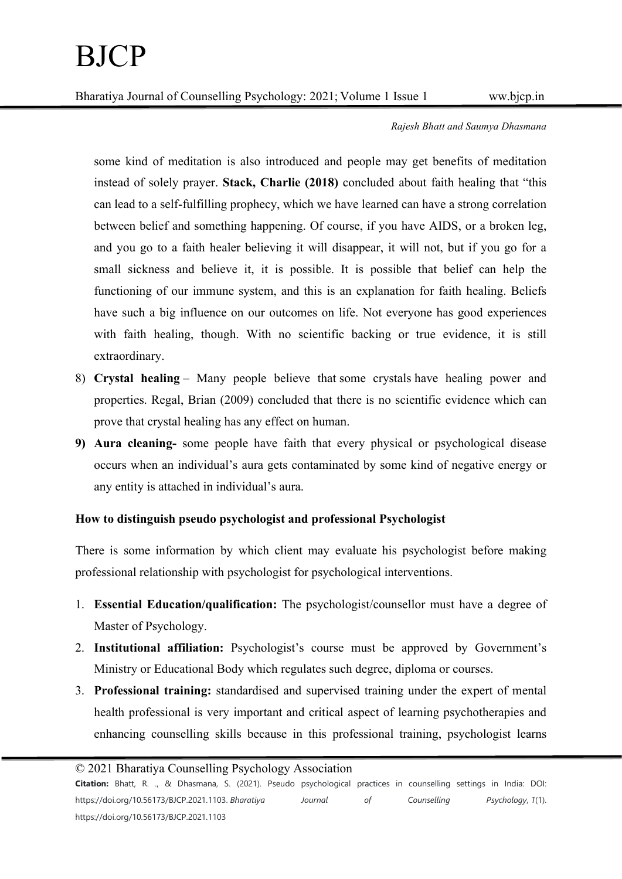some kind of meditation is also introduced and people may get benefits of meditation instead of solely prayer. **Stack, Charlie (2018)** concluded about faith healing that "this can lead to a self-fulfilling prophecy, which we have learned can have a strong correlation between belief and something happening. Of course, if you have AIDS, or a broken leg, and you go to a faith healer believing it will disappear, it will not, but if you go for a small sickness and believe it, it is possible. It is possible that belief can help the functioning of our immune system, and this is an explanation for faith healing. Beliefs have such a big influence on our outcomes on life. Not everyone has good experiences with faith healing, though. With no scientific backing or true evidence, it is still extraordinary.

8) **Crystal healing** – Many people believe that some crystals have healing power and properties. Regal, Brian (2009) concluded that there is no scientific evidence which can prove that crystal healing has any effect on human.
9) **Aura cleaning-** some people have faith that every physical or psychological disease occurs when an individual's aura gets contaminated by some kind of negative energy or any entity is attached in individual's aura.

**How to distinguish pseudo psychologist and professional Psychologist**

There is some information by which client may evaluate his psychologist before making professional relationship with psychologist for psychological interventions.

1. **Essential Education/qualification:** The psychologist/counsellor must have a degree of Master of Psychology.
2. **Institutional affiliation:** Psychologist's course must be approved by Government's Ministry or Educational Body which regulates such degree, diploma or courses.
3. **Professional training:** standardised and supervised training under the expert of mental health professional is very important and critical aspect of learning psychotherapies and enhancing counselling skills because in this professional training, psychologist learns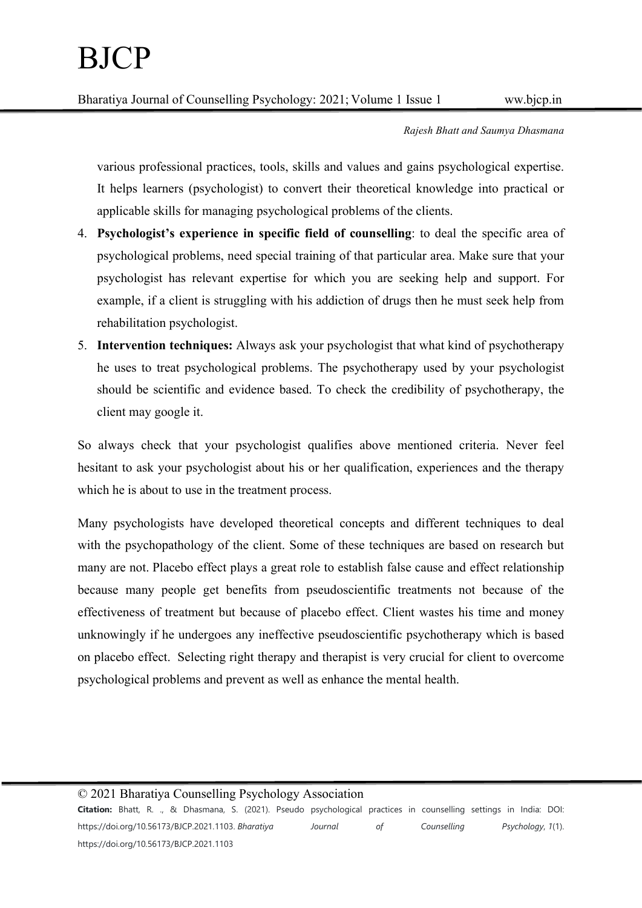various professional practices, tools, skills and values and gains psychological expertise. It helps learners (psychologist) to convert their theoretical knowledge into practical or applicable skills for managing psychological problems of the clients.

4. **Psychologist's experience in specific field of counselling**: to deal the specific area of psychological problems, need special training of that particular area. Make sure that your psychologist has relevant expertise for which you are seeking help and support. For example, if a client is struggling with his addiction of drugs then he must seek help from rehabilitation psychologist.
5. **Intervention techniques:** Always ask your psychologist that what kind of psychotherapy he uses to treat psychological problems. The psychotherapy used by your psychologist should be scientific and evidence based. To check the credibility of psychotherapy, the client may google it.

So always check that your psychologist qualifies above mentioned criteria. Never feel hesitant to ask your psychologist about his or her qualification, experiences and the therapy which he is about to use in the treatment process.

Many psychologists have developed theoretical concepts and different techniques to deal with the psychopathology of the client. Some of these techniques are based on research but many are not. Placebo effect plays a great role to establish false cause and effect relationship because many people get benefits from pseudoscientific treatments not because of the effectiveness of treatment but because of placebo effect. Client wastes his time and money unknowingly if he undergoes any ineffective pseudoscientific psychotherapy which is based on placebo effect. Selecting right therapy and therapist is very crucial for client to overcome psychological problems and prevent as well as enhance the mental health.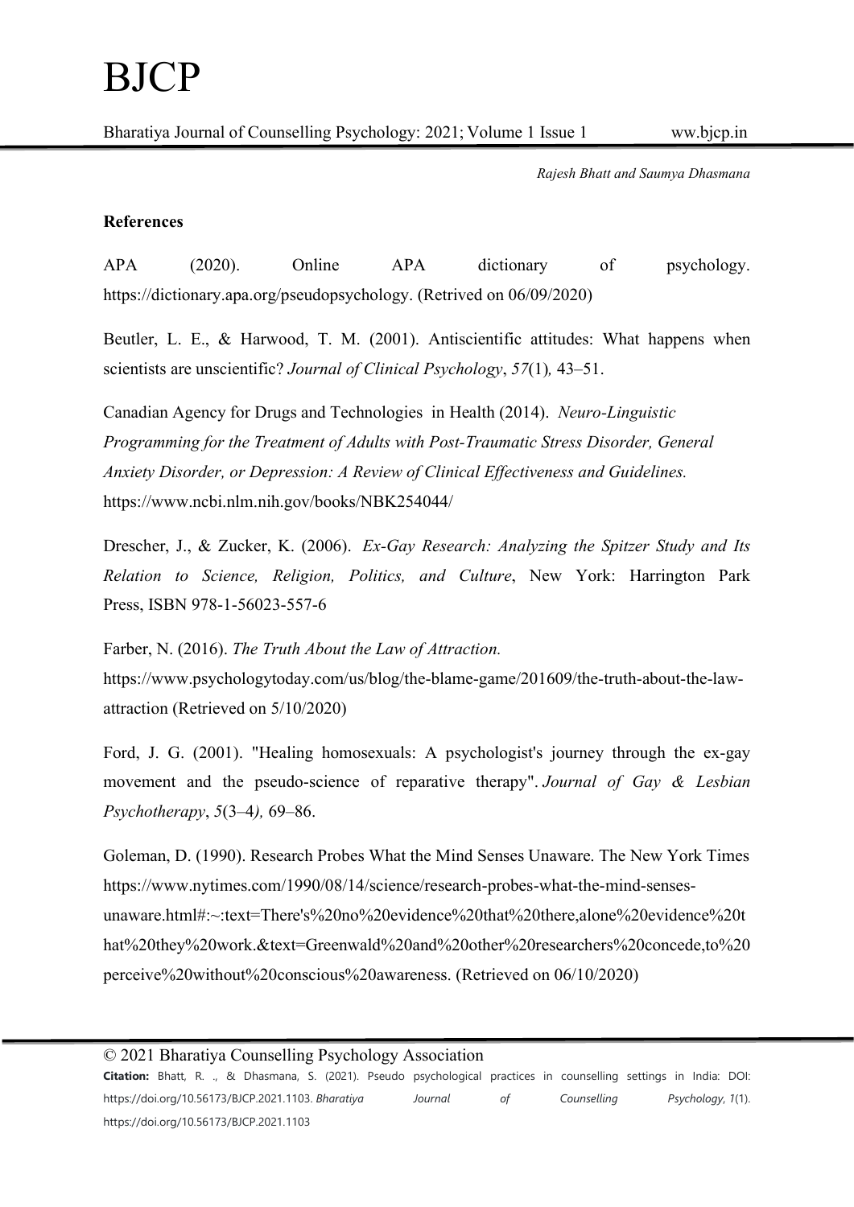**References**

APA (2020). Online APA dictionary of psychology. https://dictionary.apa.org/pseudopsychology. (Retrived on 06/09/2020)

Beutler, L. E., & Harwood, T. M. (2001). Antiscientific attitudes: What happens when scientists are unscientific? *Journal of Clinical Psychology*, *57*(1), 43–51.

Canadian Agency for Drugs and Technologies in Health (2014). *Neuro-Linguistic Programming for the Treatment of Adults with Post-Traumatic Stress Disorder, General Anxiety Disorder, or Depression: A Review of Clinical Effectiveness and Guidelines.* https://www.ncbi.nlm.nih.gov/books/NBK254044/

Drescher, J., & Zucker, K. (2006). *Ex-Gay Research: Analyzing the Spitzer Study and Its Relation to Science, Religion, Politics, and Culture*, New York: Harrington Park Press, ISBN 978-1-56023-557-6

Farber, N. (2016). *The Truth About the Law of Attraction.* https://www.psychologytoday.com/us/blog/the-blame-game/201609/the-truth-about-the-law-attraction (Retrieved on 5/10/2020)

Ford, J. G. (2001). "Healing homosexuals: A psychologist's journey through the ex-gay movement and the pseudo-science of reparative therapy". *Journal of Gay & Lesbian Psychotherapy*, *5*(3–4), 69–86.

Goleman, D. (1990). Research Probes What the Mind Senses Unaware. The New York Times https://www.nytimes.com/1990/08/14/science/research-probes-what-the-mind-senses-unaware.html#:~:text=There's%20no%20evidence%20that%20there,alone%20evidence%20that%20they%20work.&text=Greenwald%20and%20other%20researchers%20concede,to%20perceive%20without%20conscious%20awareness. (Retrieved on 06/10/2020)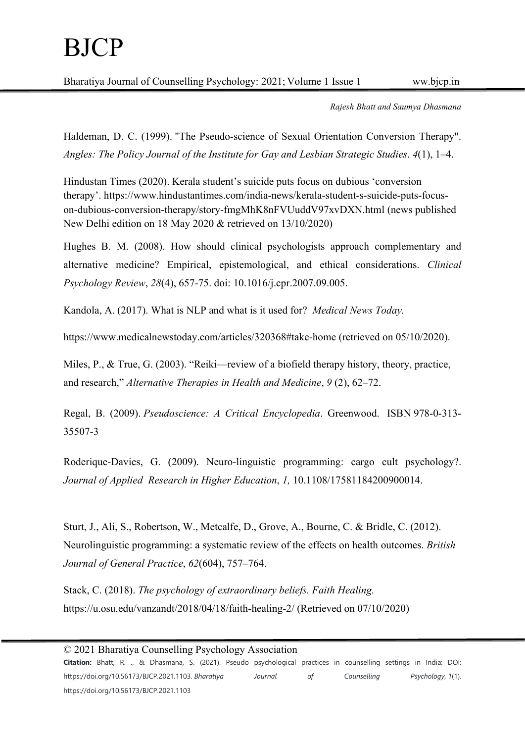Haldeman, D. C. (1999). "The Pseudo-science of Sexual Orientation Conversion Therapy". *Angles: The Policy Journal of the Institute for Gay and Lesbian Strategic Studies*. *4*(1), 1–4.

Hindustan Times (2020). Kerala student's suicide puts focus on dubious 'conversion therapy'. https://www.hindustantimes.com/india-news/kerala-student-s-suicide-puts-focus-on-dubious-conversion-therapy/story-fmgMhK8nFVUuddV97xvDXN.html (news published New Delhi edition on 18 May 2020 & retrieved on 13/10/2020)

Hughes B. M. (2008). How should clinical psychologists approach complementary and alternative medicine? Empirical, epistemological, and ethical considerations. *Clinical Psychology Review*, *28*(4), 657-75. doi: 10.1016/j.cpr.2007.09.005.

Kandola, A. (2017). What is NLP and what is it used for? *Medical News Today.*

https://www.medicalnewstoday.com/articles/320368#take-home (retrieved on 05/10/2020).

Miles, P., & True, G. (2003). "Reiki—review of a biofield therapy history, theory, practice, and research," *Alternative Therapies in Health and Medicine*, *9* (2), 62–72.

Regal, B. (2009). *Pseudoscience: A Critical Encyclopedia*. Greenwood. ISBN 978-0-313-35507-3

Roderique-Davies, G. (2009). Neuro-linguistic programming: cargo cult psychology?. *Journal of Applied Research in Higher Education*, *1,* 10.1108/17581184200900014.

Sturt, J., Ali, S., Robertson, W., Metcalfe, D., Grove, A., Bourne, C. & Bridle, C. (2012). Neurolinguistic programming: a systematic review of the effects on health outcomes. *British Journal of General Practice*, *62*(604), 757–764.

Stack, C. (2018). *The psychology of extraordinary beliefs. Faith Healing.* https://u.osu.edu/vanzandt/2018/04/18/faith-healing-2/ (Retrieved on 07/10/2020)

© 2021 Bharatiya Counselling Psychology Association

**Citation:** Bhatt, R. ., & Dhasmana, S. (2021). Pseudo psychological practices in counselling settings in India: DOI: https://doi.org/10.56173/BJCP.2021.1103. *Bharatiya Journal of Counselling Psychology*, *1*(1). https://doi.org/10.56173/BJCP.2021.1103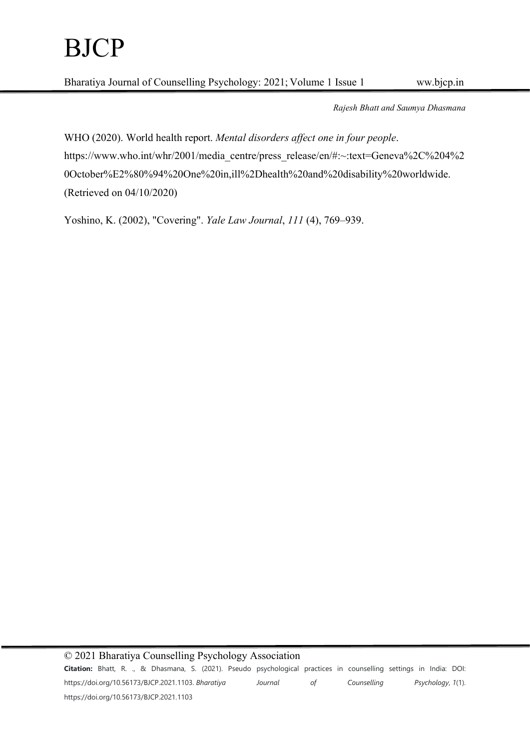WHO (2020). World health report. *Mental disorders affect one in four people*. https://www.who.int/whr/2001/media_centre/press_release/en/#:~:text=Geneva%2C%204%20October%E2%80%94%20One%20in,ill%2Dhealth%20and%20disability%20worldwide. (Retrieved on 04/10/2020)

Yoshino, K. (2002), "Covering". *Yale Law Journal*, *111* (4), 769–939.

© 2021 Bharatiya Counselling Psychology Association

**Citation:** Bhatt, R. ., & Dhasmana, S. (2021). Pseudo psychological practices in counselling settings in India: DOI: https://doi.org/10.56173/BJCP.2021.1103. *Bharatiya Journal of Counselling Psychology*, *1*(1). https://doi.org/10.56173/BJCP.2021.1103